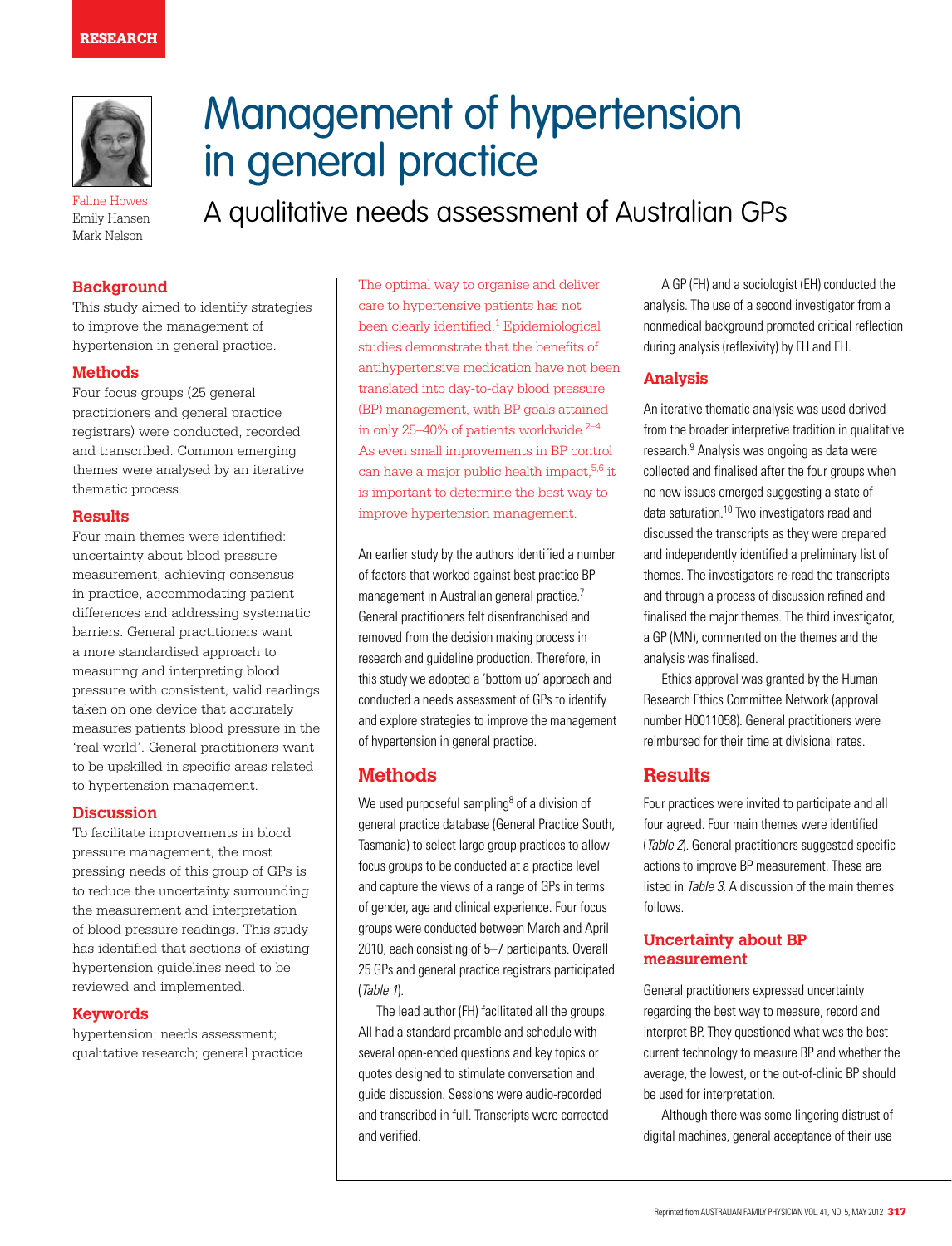RESEARCH

# Management of hypertension in general practice

## A qualitative needs assessment of Australian GPs

Faline Howes
Emily Hansen
Mark Nelson

### Background

This study aimed to identify strategies to improve the management of hypertension in general practice.

### Methods

Four focus groups (25 general practitioners and general practice registrars) were conducted, recorded and transcribed. Common emerging themes were analysed by an iterative thematic process.

### Results

Four main themes were identified: uncertainty about blood pressure measurement, achieving consensus in practice, accommodating patient differences and addressing systematic barriers. General practitioners want a more standardised approach to measuring and interpreting blood pressure with consistent, valid readings taken on one device that accurately measures patients blood pressure in the 'real world'. General practitioners want to be upskilled in specific areas related to hypertension management.

### Discussion

To facilitate improvements in blood pressure management, the most pressing needs of this group of GPs is to reduce the uncertainty surrounding the measurement and interpretation of blood pressure readings. This study has identified that sections of existing hypertension guidelines need to be reviewed and implemented.

### Keywords

hypertension; needs assessment; qualitative research; general practice

The optimal way to organise and deliver care to hypertensive patients has not been clearly identified.[1] Epidemiological studies demonstrate that the benefits of antihypertensive medication have not been translated into day-to-day blood pressure (BP) management, with BP goals attained in only 25–40% of patients worldwide.[2–4] As even small improvements in BP control can have a major public health impact,[5,6] it is important to determine the best way to improve hypertension management.

An earlier study by the authors identified a number of factors that worked against best practice BP management in Australian general practice.[7] General practitioners felt disenfranchised and removed from the decision making process in research and guideline production. Therefore, in this study we adopted a 'bottom up' approach and conducted a needs assessment of GPs to identify and explore strategies to improve the management of hypertension in general practice.

## Methods

We used purposeful sampling[8] of a division of general practice database (General Practice South, Tasmania) to select large group practices to allow focus groups to be conducted at a practice level and capture the views of a range of GPs in terms of gender, age and clinical experience. Four focus groups were conducted between March and April 2010, each consisting of 5–7 participants. Overall 25 GPs and general practice registrars participated (*Table 1*).

The lead author (FH) facilitated all the groups. All had a standard preamble and schedule with several open-ended questions and key topics or quotes designed to stimulate conversation and guide discussion. Sessions were audio-recorded and transcribed in full. Transcripts were corrected and verified.

A GP (FH) and a sociologist (EH) conducted the analysis. The use of a second investigator from a nonmedical background promoted critical reflection during analysis (reflexivity) by FH and EH.

### Analysis

An iterative thematic analysis was used derived from the broader interpretive tradition in qualitative research.[9] Analysis was ongoing as data were collected and finalised after the four groups when no new issues emerged suggesting a state of data saturation.[10] Two investigators read and discussed the transcripts as they were prepared and independently identified a preliminary list of themes. The investigators re-read the transcripts and through a process of discussion refined and finalised the major themes. The third investigator, a GP (MN), commented on the themes and the analysis was finalised.

Ethics approval was granted by the Human Research Ethics Committee Network (approval number H0011058). General practitioners were reimbursed for their time at divisional rates.

## Results

Four practices were invited to participate and all four agreed. Four main themes were identified (*Table 2*). General practitioners suggested specific actions to improve BP measurement. These are listed in *Table 3*. A discussion of the main themes follows.

### Uncertainty about BP measurement

General practitioners expressed uncertainty regarding the best way to measure, record and interpret BP. They questioned what was the best current technology to measure BP and whether the average, the lowest, or the out-of-clinic BP should be used for interpretation.

Although there was some lingering distrust of digital machines, general acceptance of their use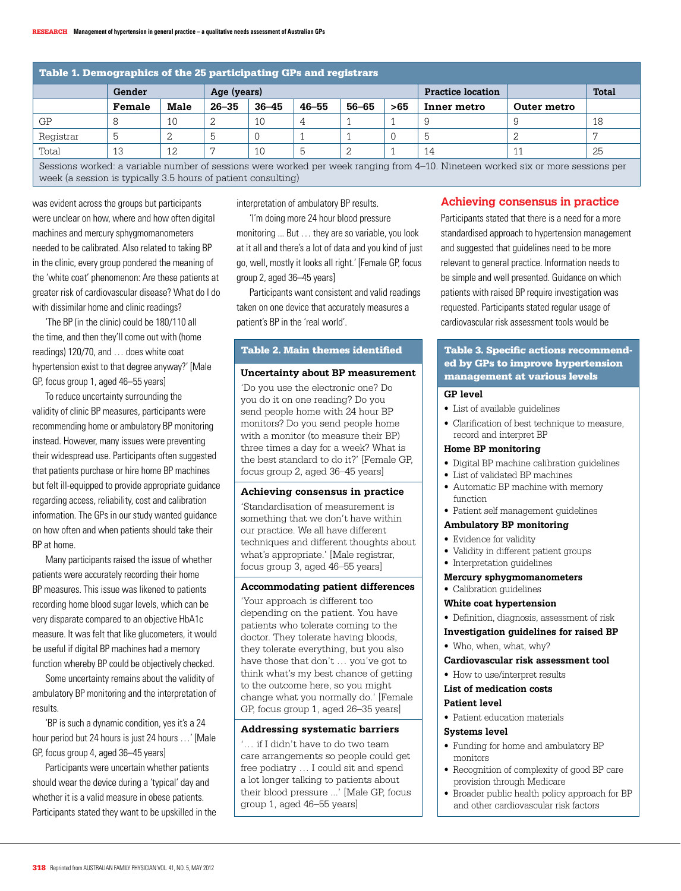**Table 1. Demographics of the 25 participating GPs and registrars**

| | Gender | | Age (years) | | | | | Practice location | | Total |
|---|---|---|---|---|---|---|---|---|---|---|
| | Female | Male | 26–35 | 36–45 | 46–55 | 56–65 | >65 | Inner metro | Outer metro | |
| GP | 8 | 10 | 2 | 10 | 4 | 1 | 1 | 9 | 9 | 18 |
| Registrar | 5 | 2 | 5 | 0 | 1 | 1 | 0 | 5 | 2 | 7 |
| Total | 13 | 12 | 7 | 10 | 5 | 2 | 1 | 14 | 11 | 25 |

Sessions worked: a variable number of sessions were worked per week ranging from 4–10. Nineteen worked six or more sessions per week (a session is typically 3.5 hours of patient consulting)

was evident across the groups but participants were unclear on how, where and how often digital machines and mercury sphygmomanometers needed to be calibrated. Also related to taking BP in the clinic, every group pondered the meaning of the 'white coat' phenomenon: Are these patients at greater risk of cardiovascular disease? What do I do with dissimilar home and clinic readings?

'The BP (in the clinic) could be 180/110 all the time, and then they'll come out with (home readings) 120/70, and … does white coat hypertension exist to that degree anyway?' [Male GP, focus group 1, aged 46–55 years]

To reduce uncertainty surrounding the validity of clinic BP measures, participants were recommending home or ambulatory BP monitoring instead. However, many issues were preventing their widespread use. Participants often suggested that patients purchase or hire home BP machines but felt ill-equipped to provide appropriate guidance regarding access, reliability, cost and calibration information. The GPs in our study wanted guidance on how often and when patients should take their BP at home.

Many participants raised the issue of whether patients were accurately recording their home BP measures. This issue was likened to patients recording home blood sugar levels, which can be very disparate compared to an objective HbA1c measure. It was felt that like glucometers, it would be useful if digital BP machines had a memory function whereby BP could be objectively checked.

Some uncertainty remains about the validity of ambulatory BP monitoring and the interpretation of results.

'BP is such a dynamic condition, yes it's a 24 hour period but 24 hours is just 24 hours …' [Male GP, focus group 4, aged 36–45 years]

Participants were uncertain whether patients should wear the device during a 'typical' day and whether it is a valid measure in obese patients. Participants stated they want to be upskilled in the interpretation of ambulatory BP results.

'I'm doing more 24 hour blood pressure monitoring ... But … they are so variable, you look at it all and there's a lot of data and you kind of just go, well, mostly it looks all right.' [Female GP, focus group 2, aged 36–45 years]

Participants want consistent and valid readings taken on one device that accurately measures a patient's BP in the 'real world'.

**Table 2. Main themes identified**

**Uncertainty about BP measurement**

'Do you use the electronic one? Do you do it on one reading? Do you send people home with 24 hour BP monitors? Do you send people home with a monitor (to measure their BP) three times a day for a week? What is the best standard to do it?' [Female GP, focus group 2, aged 36–45 years]

**Achieving consensus in practice**

'Standardisation of measurement is something that we don't have within our practice. We all have different techniques and different thoughts about what's appropriate.' [Male registrar, focus group 3, aged 46–55 years]

**Accommodating patient differences**

'Your approach is different too depending on the patient. You have patients who tolerate coming to the doctor. They tolerate having bloods, they tolerate everything, but you also have those that don't … you've got to think what's my best chance of getting to the outcome here, so you might change what you normally do.' [Female GP, focus group 1, aged 26–35 years]

**Addressing systematic barriers**

'… if I didn't have to do two team care arrangements so people could get free podiatry … I could sit and spend a lot longer talking to patients about their blood pressure ...' [Male GP, focus group 1, aged 46–55 years]

## Achieving consensus in practice

Participants stated that there is a need for a more standardised approach to hypertension management and suggested that guidelines need to be more relevant to general practice. Information needs to be simple and well presented. Guidance on which patients with raised BP require investigation was requested. Participants stated regular usage of cardiovascular risk assessment tools would be

**Table 3. Specific actions recommended by GPs to improve hypertension management at various levels**

**GP level**
- List of available guidelines
- Clarification of best technique to measure, record and interpret BP

**Home BP monitoring**
- Digital BP machine calibration guidelines
- List of validated BP machines
- Automatic BP machine with memory function
- Patient self management guidelines

**Ambulatory BP monitoring**
- Evidence for validity
- Validity in different patient groups
- Interpretation guidelines

**Mercury sphygmomanometers**
- Calibration guidelines

**White coat hypertension**
- Definition, diagnosis, assessment of risk

**Investigation guidelines for raised BP**
- Who, when, what, why?

**Cardiovascular risk assessment tool**
- How to use/interpret results

**List of medication costs**

**Patient level**
- Patient education materials

**Systems level**
- Funding for home and ambulatory BP monitors
- Recognition of complexity of good BP care provision through Medicare
- Broader public health policy approach for BP and other cardiovascular risk factors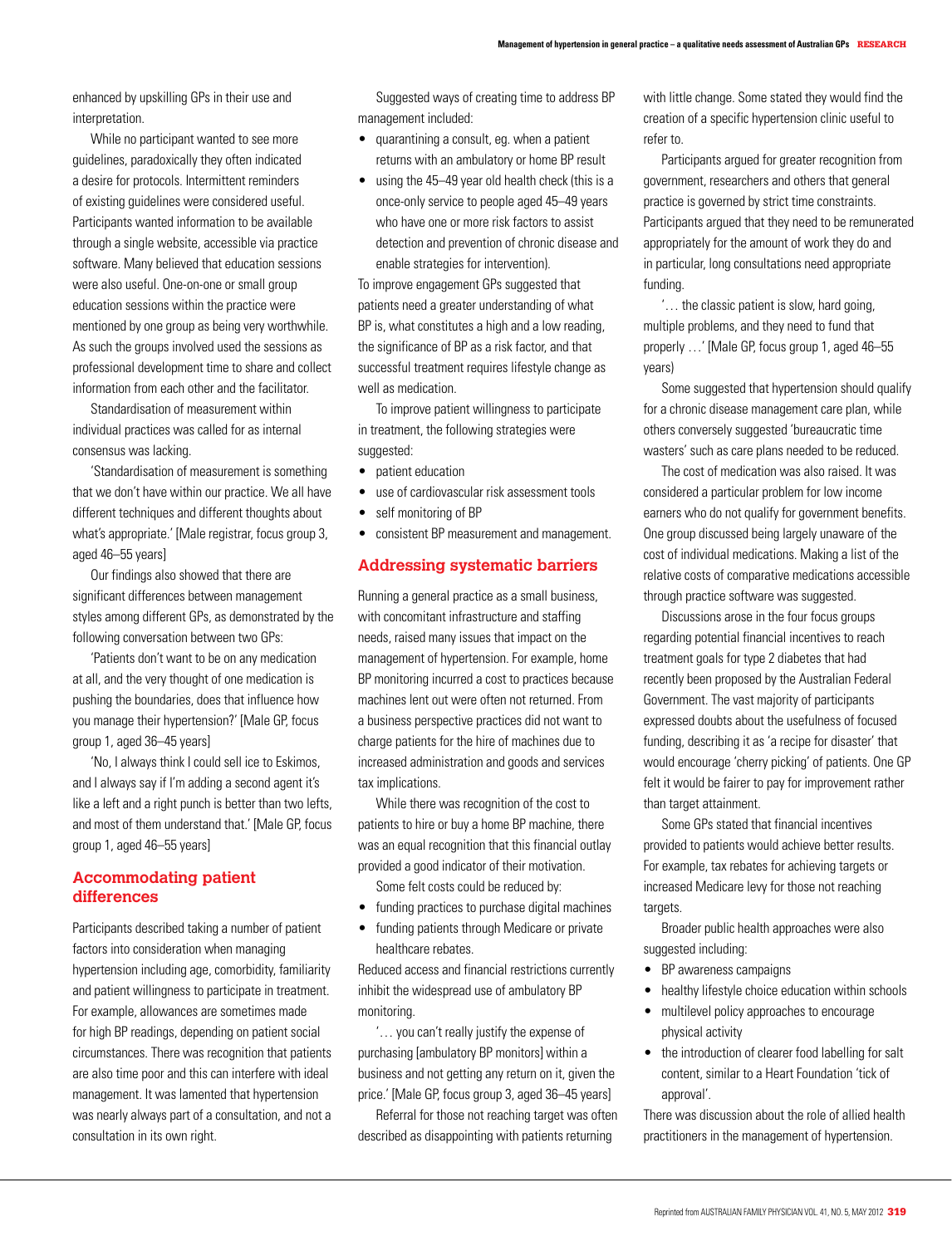enhanced by upskilling GPs in their use and interpretation.

While no participant wanted to see more guidelines, paradoxically they often indicated a desire for protocols. Intermittent reminders of existing guidelines were considered useful. Participants wanted information to be available through a single website, accessible via practice software. Many believed that education sessions were also useful. One-on-one or small group education sessions within the practice were mentioned by one group as being very worthwhile. As such the groups involved used the sessions as professional development time to share and collect information from each other and the facilitator.

Standardisation of measurement within individual practices was called for as internal consensus was lacking.

'Standardisation of measurement is something that we don't have within our practice. We all have different techniques and different thoughts about what's appropriate.' [Male registrar, focus group 3, aged 46–55 years]

Our findings also showed that there are significant differences between management styles among different GPs, as demonstrated by the following conversation between two GPs:

'Patients don't want to be on any medication at all, and the very thought of one medication is pushing the boundaries, does that influence how you manage their hypertension?' [Male GP, focus group 1, aged 36–45 years]

'No, I always think I could sell ice to Eskimos, and I always say if I'm adding a second agent it's like a left and a right punch is better than two lefts, and most of them understand that.' [Male GP, focus group 1, aged 46–55 years]

## Accommodating patient differences

Participants described taking a number of patient factors into consideration when managing hypertension including age, comorbidity, familiarity and patient willingness to participate in treatment. For example, allowances are sometimes made for high BP readings, depending on patient social circumstances. There was recognition that patients are also time poor and this can interfere with ideal management. It was lamented that hypertension was nearly always part of a consultation, and not a consultation in its own right.

Suggested ways of creating time to address BP management included:

- quarantining a consult, eg. when a patient returns with an ambulatory or home BP result
- using the 45–49 year old health check (this is a once-only service to people aged 45–49 years who have one or more risk factors to assist detection and prevention of chronic disease and enable strategies for intervention).

To improve engagement GPs suggested that patients need a greater understanding of what BP is, what constitutes a high and a low reading, the significance of BP as a risk factor, and that successful treatment requires lifestyle change as well as medication.

To improve patient willingness to participate in treatment, the following strategies were suggested:

- patient education
- use of cardiovascular risk assessment tools
- self monitoring of BP
- consistent BP measurement and management.

## Addressing systematic barriers

Running a general practice as a small business, with concomitant infrastructure and staffing needs, raised many issues that impact on the management of hypertension. For example, home BP monitoring incurred a cost to practices because machines lent out were often not returned. From a business perspective practices did not want to charge patients for the hire of machines due to increased administration and goods and services tax implications.

While there was recognition of the cost to patients to hire or buy a home BP machine, there was an equal recognition that this financial outlay provided a good indicator of their motivation.

Some felt costs could be reduced by:

- funding practices to purchase digital machines
- funding patients through Medicare or private healthcare rebates.

Reduced access and financial restrictions currently inhibit the widespread use of ambulatory BP monitoring.

'… you can't really justify the expense of purchasing [ambulatory BP monitors] within a business and not getting any return on it, given the price.' [Male GP, focus group 3, aged 36–45 years]

Referral for those not reaching target was often described as disappointing with patients returning with little change. Some stated they would find the creation of a specific hypertension clinic useful to refer to.

Participants argued for greater recognition from government, researchers and others that general practice is governed by strict time constraints. Participants argued that they need to be remunerated appropriately for the amount of work they do and in particular, long consultations need appropriate funding.

'… the classic patient is slow, hard going, multiple problems, and they need to fund that properly …' [Male GP, focus group 1, aged 46–55 years]

Some suggested that hypertension should qualify for a chronic disease management care plan, while others conversely suggested 'bureaucratic time wasters' such as care plans needed to be reduced.

The cost of medication was also raised. It was considered a particular problem for low income earners who do not qualify for government benefits. One group discussed being largely unaware of the cost of individual medications. Making a list of the relative costs of comparative medications accessible through practice software was suggested.

Discussions arose in the four focus groups regarding potential financial incentives to reach treatment goals for type 2 diabetes that had recently been proposed by the Australian Federal Government. The vast majority of participants expressed doubts about the usefulness of focused funding, describing it as 'a recipe for disaster' that would encourage 'cherry picking' of patients. One GP felt it would be fairer to pay for improvement rather than target attainment.

Some GPs stated that financial incentives provided to patients would achieve better results. For example, tax rebates for achieving targets or increased Medicare levy for those not reaching targets.

Broader public health approaches were also suggested including:

- BP awareness campaigns
- healthy lifestyle choice education within schools
- multilevel policy approaches to encourage physical activity
- the introduction of clearer food labelling for salt content, similar to a Heart Foundation 'tick of approval'.

There was discussion about the role of allied health practitioners in the management of hypertension.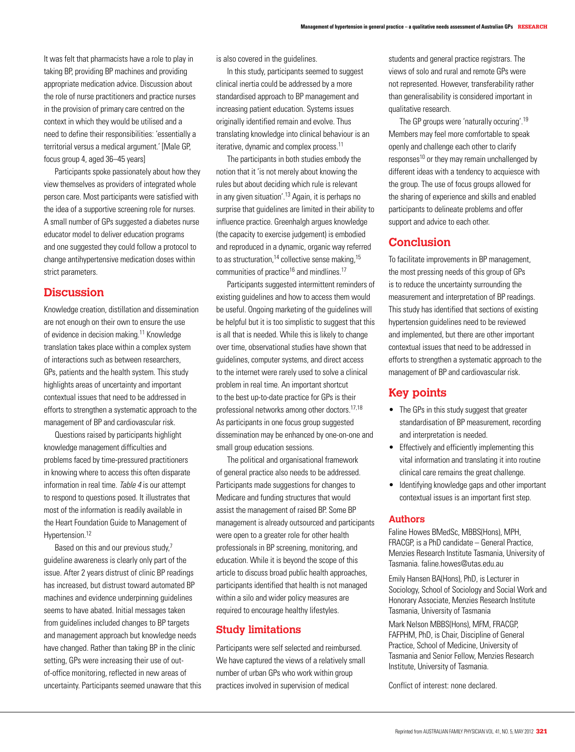It was felt that pharmacists have a role to play in taking BP, providing BP machines and providing appropriate medication advice. Discussion about the role of nurse practitioners and practice nurses in the provision of primary care centred on the context in which they would be utilised and a need to define their responsibilities: 'essentially a territorial versus a medical argument.' [Male GP, focus group 4, aged 36–45 years]

Participants spoke passionately about how they view themselves as providers of integrated whole person care. Most participants were satisfied with the idea of a supportive screening role for nurses. A small number of GPs suggested a diabetes nurse educator model to deliver education programs and one suggested they could follow a protocol to change antihypertensive medication doses within strict parameters.

## Discussion

Knowledge creation, distillation and dissemination are not enough on their own to ensure the use of evidence in decision making.[11] Knowledge translation takes place within a complex system of interactions such as between researchers, GPs, patients and the health system. This study highlights areas of uncertainty and important contextual issues that need to be addressed in efforts to strengthen a systematic approach to the management of BP and cardiovascular risk.

Questions raised by participants highlight knowledge management difficulties and problems faced by time-pressured practitioners in knowing where to access this often disparate information in real time. *Table 4* is our attempt to respond to questions posed. It illustrates that most of the information is readily available in the Heart Foundation Guide to Management of Hypertension.[12]

Based on this and our previous study,[7] guideline awareness is clearly only part of the issue. After 2 years distrust of clinic BP readings has increased, but distrust toward automated BP machines and evidence underpinning guidelines seems to have abated. Initial messages taken from guidelines included changes to BP targets and management approach but knowledge needs have changed. Rather than taking BP in the clinic setting, GPs were increasing their use of out-of-office monitoring, reflected in new areas of uncertainty. Participants seemed unaware that this is also covered in the guidelines.

In this study, participants seemed to suggest clinical inertia could be addressed by a more standardised approach to BP management and increasing patient education. Systems issues originally identified remain and evolve. Thus translating knowledge into clinical behaviour is an iterative, dynamic and complex process.[11]

The participants in both studies embody the notion that it 'is not merely about knowing the rules but about deciding which rule is relevant in any given situation'.[13] Again, it is perhaps no surprise that guidelines are limited in their ability to influence practice. Greenhalgh argues knowledge (the capacity to exercise judgement) is embodied and reproduced in a dynamic, organic way referred to as structuration,[14] collective sense making,[15] communities of practice[16] and mindlines.[17]

Participants suggested intermittent reminders of existing guidelines and how to access them would be useful. Ongoing marketing of the guidelines will be helpful but it is too simplistic to suggest that this is all that is needed. While this is likely to change over time, observational studies have shown that guidelines, computer systems, and direct access to the internet were rarely used to solve a clinical problem in real time. An important shortcut to the best up-to-date practice for GPs is their professional networks among other doctors.[17,18] As participants in one focus group suggested dissemination may be enhanced by one-on-one and small group education sessions.

The political and organisational framework of general practice also needs to be addressed. Participants made suggestions for changes to Medicare and funding structures that would assist the management of raised BP. Some BP management is already outsourced and participants were open to a greater role for other health professionals in BP screening, monitoring, and education. While it is beyond the scope of this article to discuss broad public health approaches, participants identified that health is not managed within a silo and wider policy measures are required to encourage healthy lifestyles.

## Study limitations

Participants were self selected and reimbursed. We have captured the views of a relatively small number of urban GPs who work within group practices involved in supervision of medical students and general practice registrars. The views of solo and rural and remote GPs were not represented. However, transferability rather than generalisability is considered important in qualitative research.

The GP groups were 'naturally occuring'.[19] Members may feel more comfortable to speak openly and challenge each other to clarify responses[10] or they may remain unchallenged by different ideas with a tendency to acquiesce with the group. The use of focus groups allowed for the sharing of experience and skills and enabled participants to delineate problems and offer support and advice to each other.

## Conclusion

To facilitate improvements in BP management, the most pressing needs of this group of GPs is to reduce the uncertainty surrounding the measurement and interpretation of BP readings. This study has identified that sections of existing hypertension guidelines need to be reviewed and implemented, but there are other important contextual issues that need to be addressed in efforts to strengthen a systematic approach to the management of BP and cardiovascular risk.

## Key points

- The GPs in this study suggest that greater standardisation of BP measurement, recording and interpretation is needed.
- Effectively and efficiently implementing this vital information and translating it into routine clinical care remains the great challenge.
- Identifying knowledge gaps and other important contextual issues is an important first step.

### Authors

Faline Howes BMedSc, MBBS(Hons), MPH, FRACGP, is a PhD candidate – General Practice, Menzies Research Institute Tasmania, University of Tasmania. faline.howes@utas.edu.au

Emily Hansen BA(Hons), PhD, is Lecturer in Sociology, School of Sociology and Social Work and Honorary Associate, Menzies Research Institute Tasmania, University of Tasmania

Mark Nelson MBBS(Hons), MFM, FRACGP, FAFPHM, PhD, is Chair, Discipline of General Practice, School of Medicine, University of Tasmania and Senior Fellow, Menzies Research Institute, University of Tasmania.

Conflict of interest: none declared.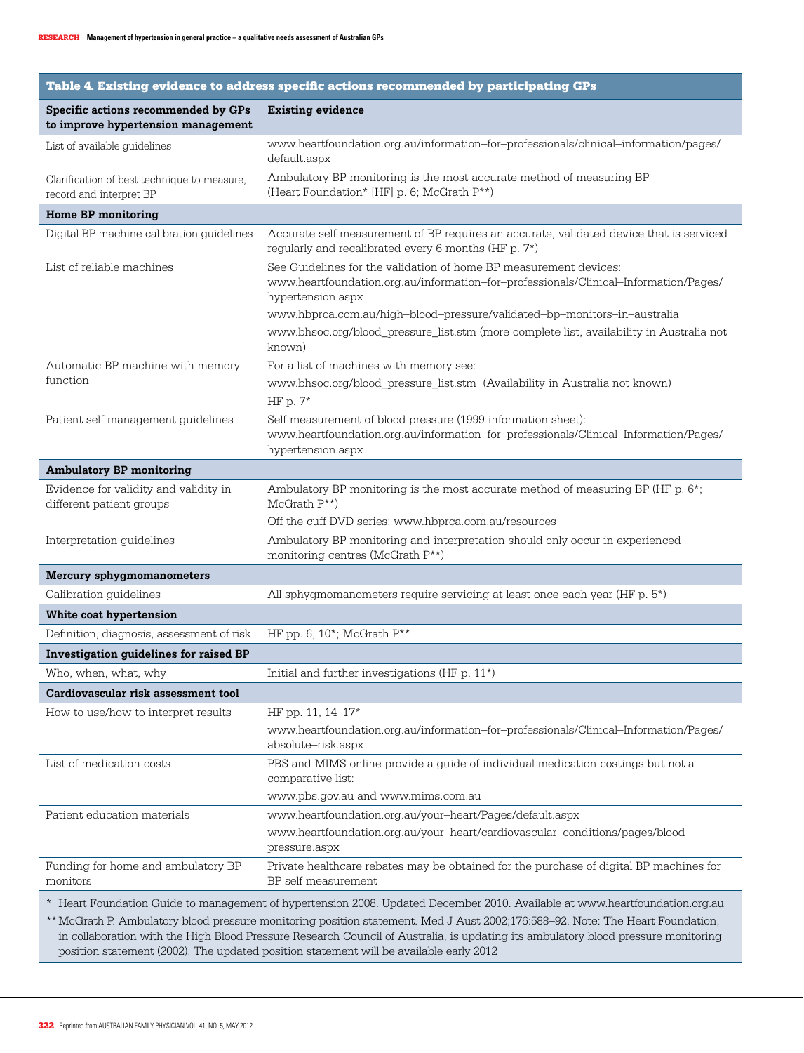**Table 4. Existing evidence to address specific actions recommended by participating GPs**

| Specific actions recommended by GPs to improve hypertension management | Existing evidence |
|---|---|
| List of available guidelines | www.heartfoundation.org.au/information–for–professionals/clinical–information/pages/default.aspx |
| Clarification of best technique to measure, record and interpret BP | Ambulatory BP monitoring is the most accurate method of measuring BP (Heart Foundation* [HF] p. 6; McGrath P**) |
| **Home BP monitoring** | |
| Digital BP machine calibration guidelines | Accurate self measurement of BP requires an accurate, validated device that is serviced regularly and recalibrated every 6 months (HF p. 7*) |
| List of reliable machines | See Guidelines for the validation of home BP measurement devices: www.heartfoundation.org.au/information–for–professionals/Clinical–Information/Pages/hypertension.aspx<br>www.hbprca.com.au/high–blood–pressure/validated–bp–monitors–in–australia<br>www.bhsoc.org/blood_pressure_list.stm (more complete list, availability in Australia not known) |
| Automatic BP machine with memory function | For a list of machines with memory see:<br>www.bhsoc.org/blood_pressure_list.stm (Availability in Australia not known)<br>HF p. 7* |
| Patient self management guidelines | Self measurement of blood pressure (1999 information sheet): www.heartfoundation.org.au/information–for–professionals/Clinical–Information/Pages/hypertension.aspx |
| **Ambulatory BP monitoring** | |
| Evidence for validity and validity in different patient groups | Ambulatory BP monitoring is the most accurate method of measuring BP (HF p. 6*; McGrath P**)<br>Off the cuff DVD series: www.hbprca.com.au/resources |
| Interpretation guidelines | Ambulatory BP monitoring and interpretation should only occur in experienced monitoring centres (McGrath P**) |
| **Mercury sphygmomanometers** | |
| Calibration guidelines | All sphygmomanometers require servicing at least once each year (HF p. 5*) |
| **White coat hypertension** | |
| Definition, diagnosis, assessment of risk | HF pp. 6, 10*; McGrath P** |
| **Investigation guidelines for raised BP** | |
| Who, when, what, why | Initial and further investigations (HF p. 11*) |
| **Cardiovascular risk assessment tool** | |
| How to use/how to interpret results | HF pp. 11, 14–17*<br>www.heartfoundation.org.au/information–for–professionals/Clinical–Information/Pages/absolute–risk.aspx |
| List of medication costs | PBS and MIMS online provide a guide of individual medication costings but not a comparative list:<br>www.pbs.gov.au and www.mims.com.au |
| Patient education materials | www.heartfoundation.org.au/your–heart/Pages/default.aspx<br>www.heartfoundation.org.au/your–heart/cardiovascular–conditions/pages/blood–pressure.aspx |
| Funding for home and ambulatory BP monitors | Private healthcare rebates may be obtained for the purchase of digital BP machines for BP self measurement |

\* Heart Foundation Guide to management of hypertension 2008. Updated December 2010. Available at www.heartfoundation.org.au

** McGrath P. Ambulatory blood pressure monitoring position statement. Med J Aust 2002;176:588–92. Note: The Heart Foundation, in collaboration with the High Blood Pressure Research Council of Australia, is updating its ambulatory blood pressure monitoring position statement (2002). The updated position statement will be available early 2012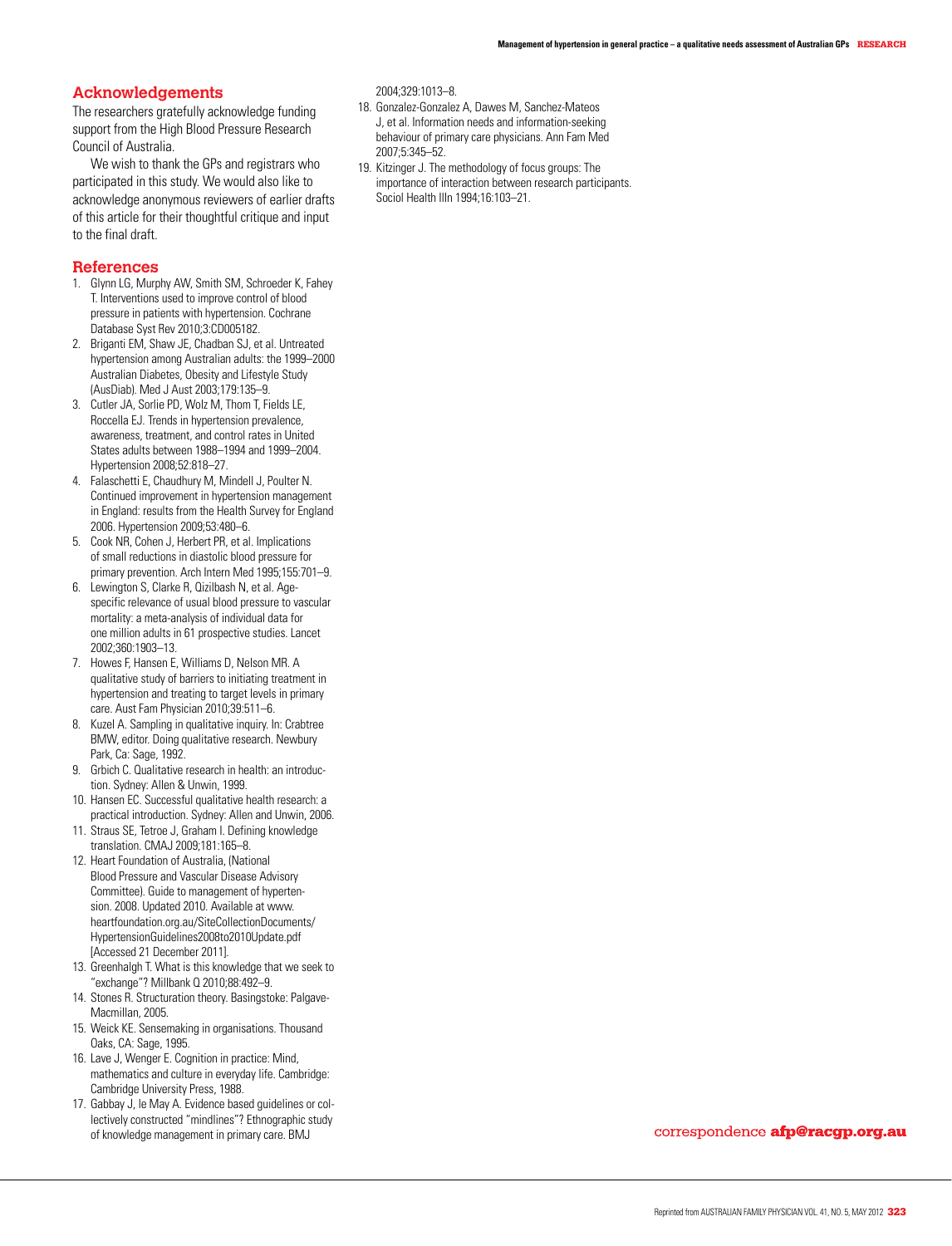## Acknowledgements

The researchers gratefully acknowledge funding support from the High Blood Pressure Research Council of Australia.

We wish to thank the GPs and registrars who participated in this study. We would also like to acknowledge anonymous reviewers of earlier drafts of this article for their thoughtful critique and input to the final draft.

## References

1. Glynn LG, Murphy AW, Smith SM, Schroeder K, Fahey T. Interventions used to improve control of blood pressure in patients with hypertension. Cochrane Database Syst Rev 2010;3:CD005182.
2. Briganti EM, Shaw JE, Chadban SJ, et al. Untreated hypertension among Australian adults: the 1999–2000 Australian Diabetes, Obesity and Lifestyle Study (AusDiab). Med J Aust 2003;179:135–9.
3. Cutler JA, Sorlie PD, Wolz M, Thom T, Fields LE, Roccella EJ. Trends in hypertension prevalence, awareness, treatment, and control rates in United States adults between 1988–1994 and 1999–2004. Hypertension 2008;52:818–27.
4. Falaschetti E, Chaudhury M, Mindell J, Poulter N. Continued improvement in hypertension management in England: results from the Health Survey for England 2006. Hypertension 2009;53:480–6.
5. Cook NR, Cohen J, Herbert PR, et al. Implications of small reductions in diastolic blood pressure for primary prevention. Arch Intern Med 1995;155:701–9.
6. Lewington S, Clarke R, Qizilbash N, et al. Age-specific relevance of usual blood pressure to vascular mortality: a meta-analysis of individual data for one million adults in 61 prospective studies. Lancet 2002;360:1903–13.
7. Howes F, Hansen E, Williams D, Nelson MR. A qualitative study of barriers to initiating treatment in hypertension and treating to target levels in primary care. Aust Fam Physician 2010;39:511–6.
8. Kuzel A. Sampling in qualitative inquiry. In: Crabtree BMW, editor. Doing qualitative research. Newbury Park, Ca: Sage, 1992.
9. Grbich C. Qualitative research in health: an introduction. Sydney: Allen & Unwin, 1999.
10. Hansen EC. Successful qualitative health research: a practical introduction. Sydney: Allen and Unwin, 2006.
11. Straus SE, Tetroe J, Graham I. Defining knowledge translation. CMAJ 2009;181:165–8.
12. Heart Foundation of Australia, (National Blood Pressure and Vascular Disease Advisory Committee). Guide to management of hypertension. 2008. Updated 2010. Available at www.heartfoundation.org.au/SiteCollectionDocuments/HypertensionGuidelines2008to2010Update.pdf [Accessed 21 December 2011].
13. Greenhalgh T. What is this knowledge that we seek to "exchange"? Millbank Q 2010;88:492–9.
14. Stones R. Structuration theory. Basingstoke: Palgave-Macmillan, 2005.
15. Weick KE. Sensemaking in organisations. Thousand Oaks, CA: Sage, 1995.
16. Lave J, Wenger E. Cognition in practice: Mind, mathematics and culture in everyday life. Cambridge: Cambridge University Press, 1988.
17. Gabbay J, le May A. Evidence based guidelines or collectively constructed "mindlines"? Ethnographic study of knowledge management in primary care. BMJ 2004;329:1013–8.
18. Gonzalez-Gonzalez A, Dawes M, Sanchez-Mateos J, et al. Information needs and information-seeking behaviour of primary care physicians. Ann Fam Med 2007;5:345–52.
19. Kitzinger J. The methodology of focus groups: The importance of interaction between research participants. Sociol Health Illn 1994;16:103–21.

correspondence **afp@racgp.org.au**